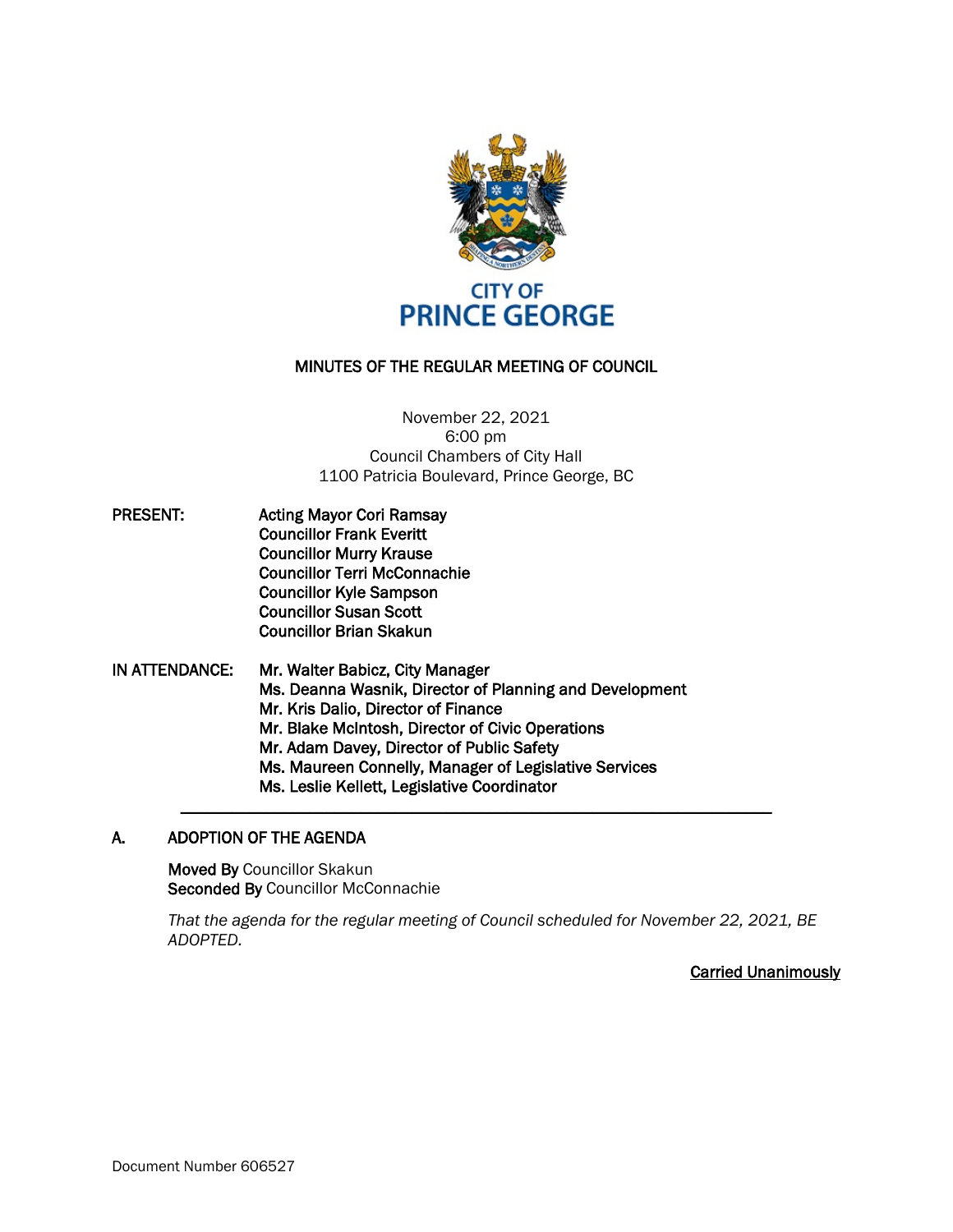CITY OF
PRINCE GEORGE

# MINUTES OF THE REGULAR MEETING OF COUNCIL

November 22, 2021
6:00 pm
Council Chambers of City Hall
1100 Patricia Boulevard, Prince George, BC

**PRESENT:**
**Acting Mayor Cori Ramsay**
**Councillor Frank Everitt**
**Councillor Murry Krause**
**Councillor Terri McConnachie**
**Councillor Kyle Sampson**
**Councillor Susan Scott**
**Councillor Brian Skakun**

**IN ATTENDANCE:**
**Mr. Walter Babicz, City Manager**
**Ms. Deanna Wasnik, Director of Planning and Development**
**Mr. Kris Dalio, Director of Finance**
**Mr. Blake McIntosh, Director of Civic Operations**
**Mr. Adam Davey, Director of Public Safety**
**Ms. Maureen Connelly, Manager of Legislative Services**
**Ms. Leslie Kellett, Legislative Coordinator**

---

## A. ADOPTION OF THE AGENDA

**Moved By** Councillor Skakun
**Seconded By** Councillor McConnachie

*That the agenda for the regular meeting of Council scheduled for November 22, 2021, BE ADOPTED.*

**Carried Unanimously**

Document Number 606527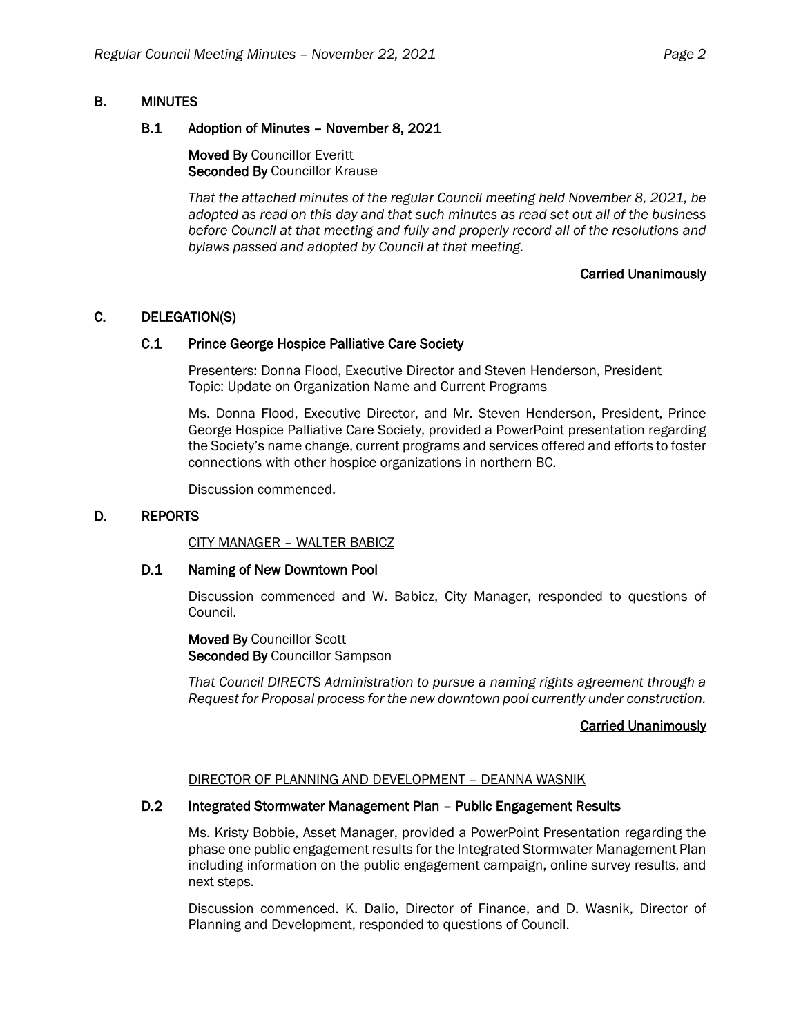## B. MINUTES

### B.1 Adoption of Minutes – November 8, 2021

**Moved By** Councillor Everitt
**Seconded By** Councillor Krause

*That the attached minutes of the regular Council meeting held November 8, 2021, be adopted as read on this day and that such minutes as read set out all of the business before Council at that meeting and fully and properly record all of the resolutions and bylaws passed and adopted by Council at that meeting.*

**Carried Unanimously**

## C. DELEGATION(S)

### C.1 Prince George Hospice Palliative Care Society

Presenters: Donna Flood, Executive Director and Steven Henderson, President
Topic: Update on Organization Name and Current Programs

Ms. Donna Flood, Executive Director, and Mr. Steven Henderson, President, Prince George Hospice Palliative Care Society, provided a PowerPoint presentation regarding the Society's name change, current programs and services offered and efforts to foster connections with other hospice organizations in northern BC.

Discussion commenced.

## D. REPORTS

CITY MANAGER – WALTER BABICZ

### D.1 Naming of New Downtown Pool

Discussion commenced and W. Babicz, City Manager, responded to questions of Council.

**Moved By** Councillor Scott
**Seconded By** Councillor Sampson

*That Council DIRECTS Administration to pursue a naming rights agreement through a Request for Proposal process for the new downtown pool currently under construction.*

**Carried Unanimously**

DIRECTOR OF PLANNING AND DEVELOPMENT – DEANNA WASNIK

### D.2 Integrated Stormwater Management Plan – Public Engagement Results

Ms. Kristy Bobbie, Asset Manager, provided a PowerPoint Presentation regarding the phase one public engagement results for the Integrated Stormwater Management Plan including information on the public engagement campaign, online survey results, and next steps.

Discussion commenced. K. Dalio, Director of Finance, and D. Wasnik, Director of Planning and Development, responded to questions of Council.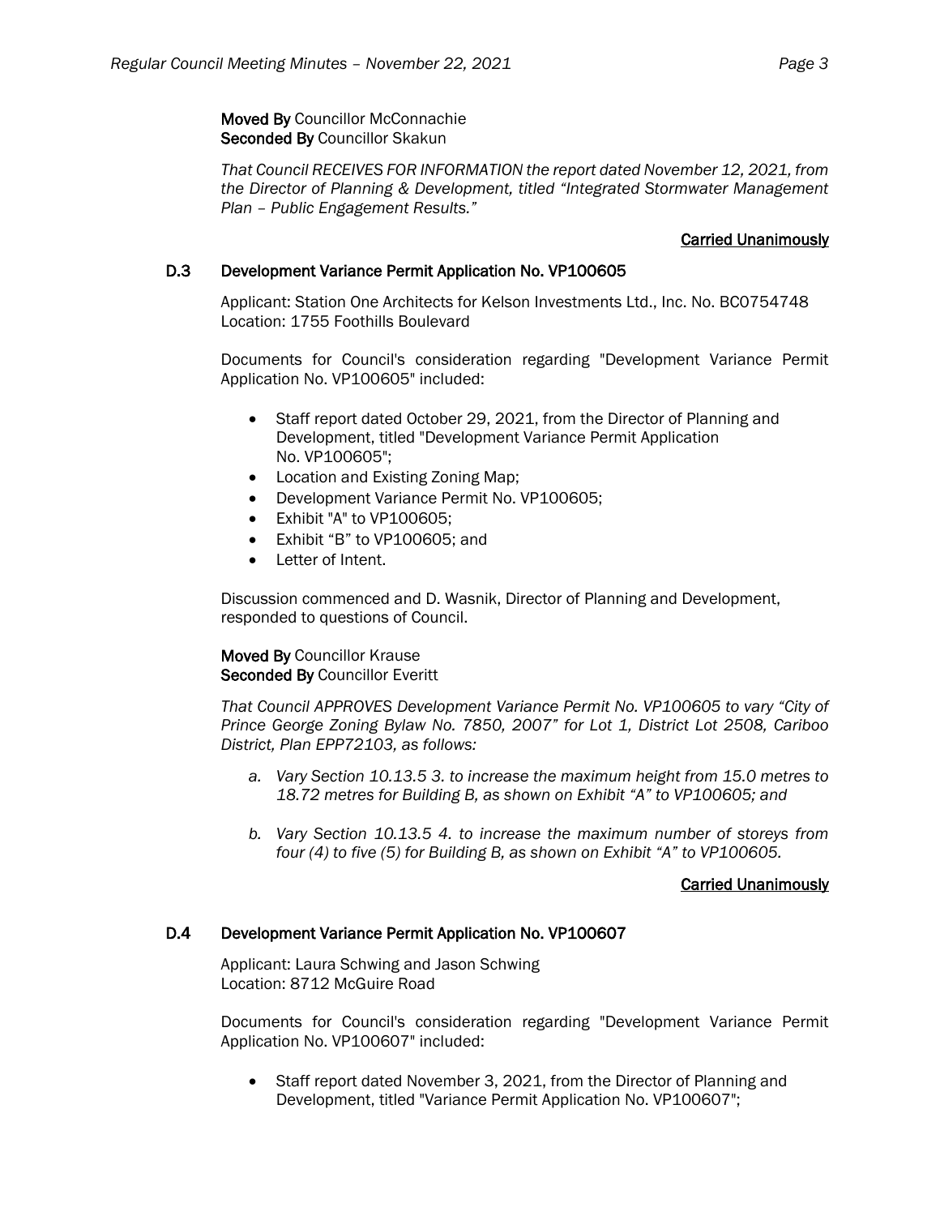**Moved By** Councillor McConnachie
**Seconded By** Councillor Skakun

*That Council RECEIVES FOR INFORMATION the report dated November 12, 2021, from the Director of Planning & Development, titled "Integrated Stormwater Management Plan – Public Engagement Results."*

**Carried Unanimously**

### D.3 Development Variance Permit Application No. VP100605

Applicant: Station One Architects for Kelson Investments Ltd., Inc. No. BC0754748
Location: 1755 Foothills Boulevard

Documents for Council's consideration regarding "Development Variance Permit Application No. VP100605" included:

- Staff report dated October 29, 2021, from the Director of Planning and Development, titled "Development Variance Permit Application No. VP100605";
- Location and Existing Zoning Map;
- Development Variance Permit No. VP100605;
- Exhibit "A" to VP100605;
- Exhibit "B" to VP100605; and
- Letter of Intent.

Discussion commenced and D. Wasnik, Director of Planning and Development, responded to questions of Council.

**Moved By** Councillor Krause
**Seconded By** Councillor Everitt

*That Council APPROVES Development Variance Permit No. VP100605 to vary "City of Prince George Zoning Bylaw No. 7850, 2007" for Lot 1, District Lot 2508, Cariboo District, Plan EPP72103, as follows:*

*a. Vary Section 10.13.5 3. to increase the maximum height from 15.0 metres to 18.72 metres for Building B, as shown on Exhibit "A" to VP100605; and*

*b. Vary Section 10.13.5 4. to increase the maximum number of storeys from four (4) to five (5) for Building B, as shown on Exhibit "A" to VP100605.*

**Carried Unanimously**

### D.4 Development Variance Permit Application No. VP100607

Applicant: Laura Schwing and Jason Schwing
Location: 8712 McGuire Road

Documents for Council's consideration regarding "Development Variance Permit Application No. VP100607" included:

- Staff report dated November 3, 2021, from the Director of Planning and Development, titled "Variance Permit Application No. VP100607";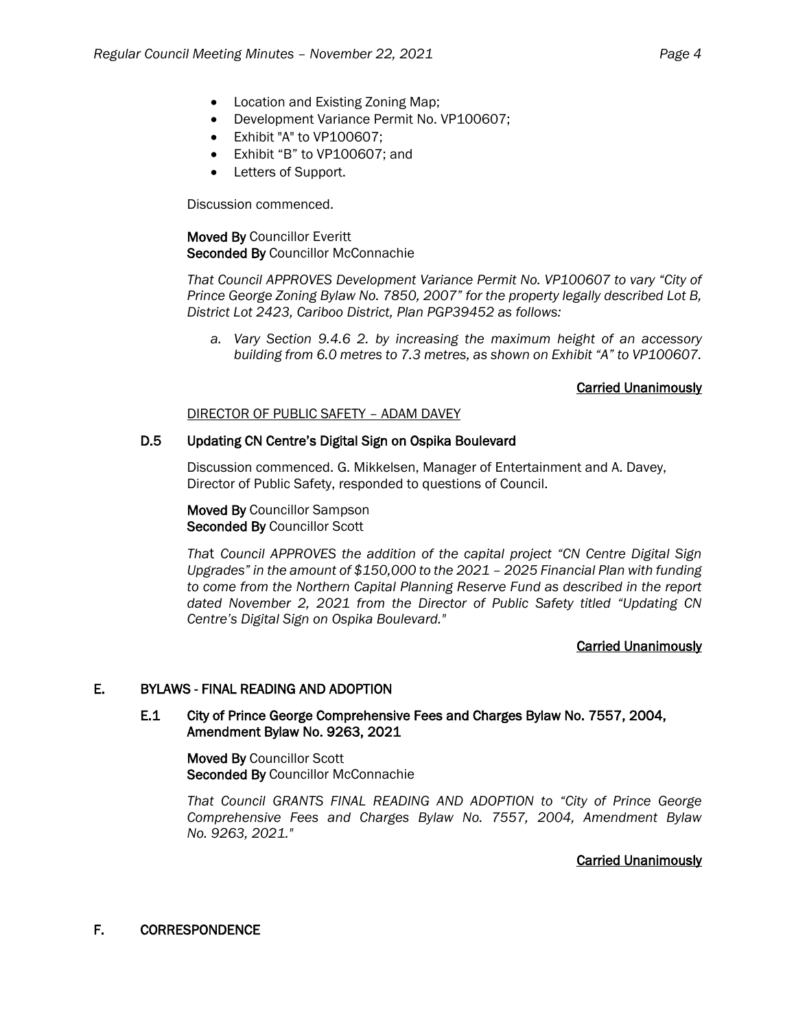- Location and Existing Zoning Map;
- Development Variance Permit No. VP100607;
- Exhibit "A" to VP100607;
- Exhibit "B" to VP100607; and
- Letters of Support.

Discussion commenced.

**Moved By** Councillor Everitt
**Seconded By** Councillor McConnachie

*That Council APPROVES Development Variance Permit No. VP100607 to vary "City of Prince George Zoning Bylaw No. 7850, 2007" for the property legally described Lot B, District Lot 2423, Cariboo District, Plan PGP39452 as follows:*

*a. Vary Section 9.4.6 2. by increasing the maximum height of an accessory building from 6.0 metres to 7.3 metres, as shown on Exhibit "A" to VP100607.*

**Carried Unanimously**

DIRECTOR OF PUBLIC SAFETY – ADAM DAVEY

### D.5 Updating CN Centre's Digital Sign on Ospika Boulevard

Discussion commenced. G. Mikkelsen, Manager of Entertainment and A. Davey, Director of Public Safety, responded to questions of Council.

**Moved By** Councillor Sampson
**Seconded By** Councillor Scott

*That Council APPROVES the addition of the capital project "CN Centre Digital Sign Upgrades" in the amount of $150,000 to the 2021 – 2025 Financial Plan with funding to come from the Northern Capital Planning Reserve Fund as described in the report dated November 2, 2021 from the Director of Public Safety titled "Updating CN Centre's Digital Sign on Ospika Boulevard."*

**Carried Unanimously**

## E. BYLAWS - FINAL READING AND ADOPTION

### E.1 City of Prince George Comprehensive Fees and Charges Bylaw No. 7557, 2004, Amendment Bylaw No. 9263, 2021

**Moved By** Councillor Scott
**Seconded By** Councillor McConnachie

*That Council GRANTS FINAL READING AND ADOPTION to "City of Prince George Comprehensive Fees and Charges Bylaw No. 7557, 2004, Amendment Bylaw No. 9263, 2021."*

**Carried Unanimously**

## F. CORRESPONDENCE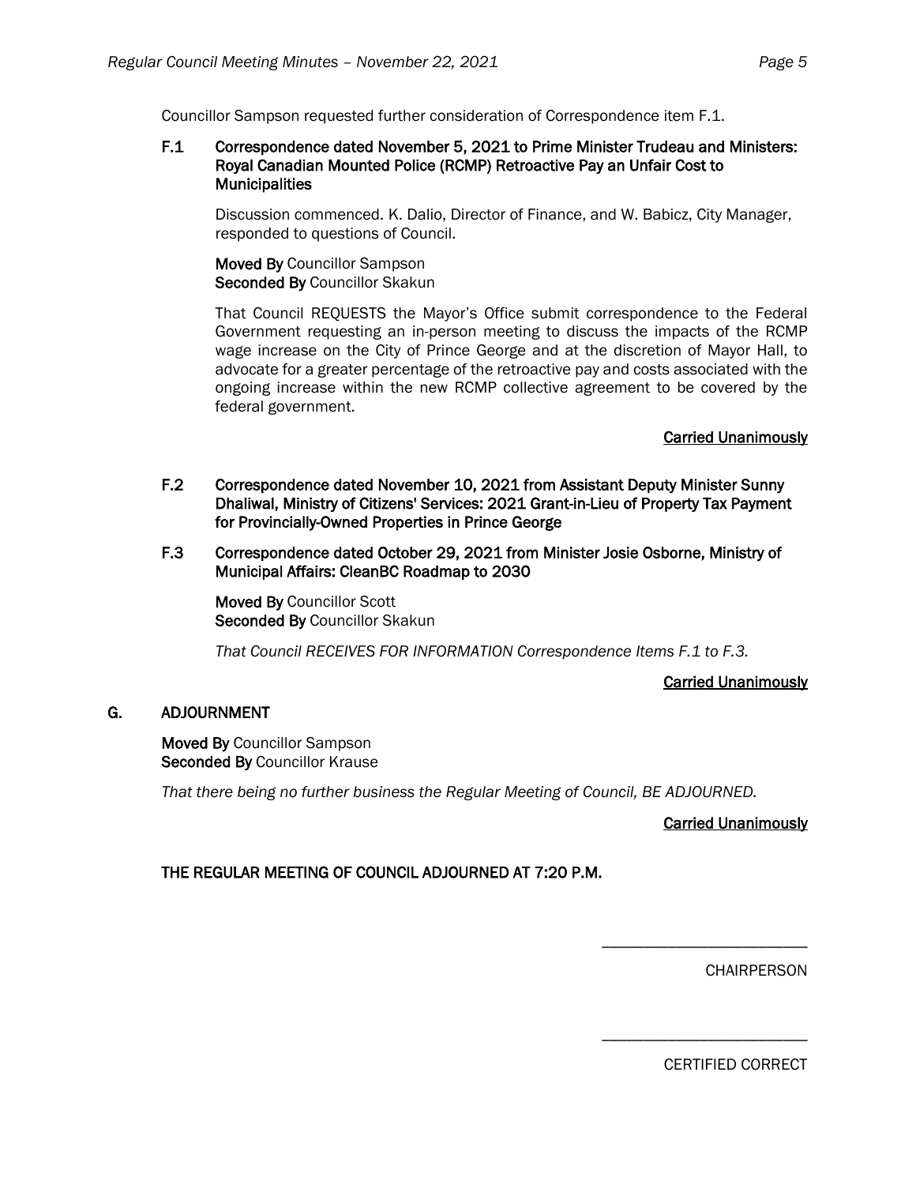Councillor Sampson requested further consideration of Correspondence item F.1.

### F.1 Correspondence dated November 5, 2021 to Prime Minister Trudeau and Ministers: Royal Canadian Mounted Police (RCMP) Retroactive Pay an Unfair Cost to Municipalities

Discussion commenced. K. Dalio, Director of Finance, and W. Babicz, City Manager, responded to questions of Council.

**Moved By** Councillor Sampson
**Seconded By** Councillor Skakun

That Council REQUESTS the Mayor's Office submit correspondence to the Federal Government requesting an in-person meeting to discuss the impacts of the RCMP wage increase on the City of Prince George and at the discretion of Mayor Hall, to advocate for a greater percentage of the retroactive pay and costs associated with the ongoing increase within the new RCMP collective agreement to be covered by the federal government.

**Carried Unanimously**

### F.2 Correspondence dated November 10, 2021 from Assistant Deputy Minister Sunny Dhaliwal, Ministry of Citizens' Services: 2021 Grant-in-Lieu of Property Tax Payment for Provincially-Owned Properties in Prince George

### F.3 Correspondence dated October 29, 2021 from Minister Josie Osborne, Ministry of Municipal Affairs: CleanBC Roadmap to 2030

**Moved By** Councillor Scott
**Seconded By** Councillor Skakun

*That Council RECEIVES FOR INFORMATION Correspondence Items F.1 to F.3.*

**Carried Unanimously**

## G. ADJOURNMENT

**Moved By** Councillor Sampson
**Seconded By** Councillor Krause

*That there being no further business the Regular Meeting of Council, BE ADJOURNED.*

**Carried Unanimously**

**THE REGULAR MEETING OF COUNCIL ADJOURNED AT 7:20 P.M.**

\_\_\_\_\_\_\_\_\_\_\_\_\_\_\_\_\_\_\_\_\_\_\_\_\_

CHAIRPERSON

\_\_\_\_\_\_\_\_\_\_\_\_\_\_\_\_\_\_\_\_\_\_\_\_\_

CERTIFIED CORRECT